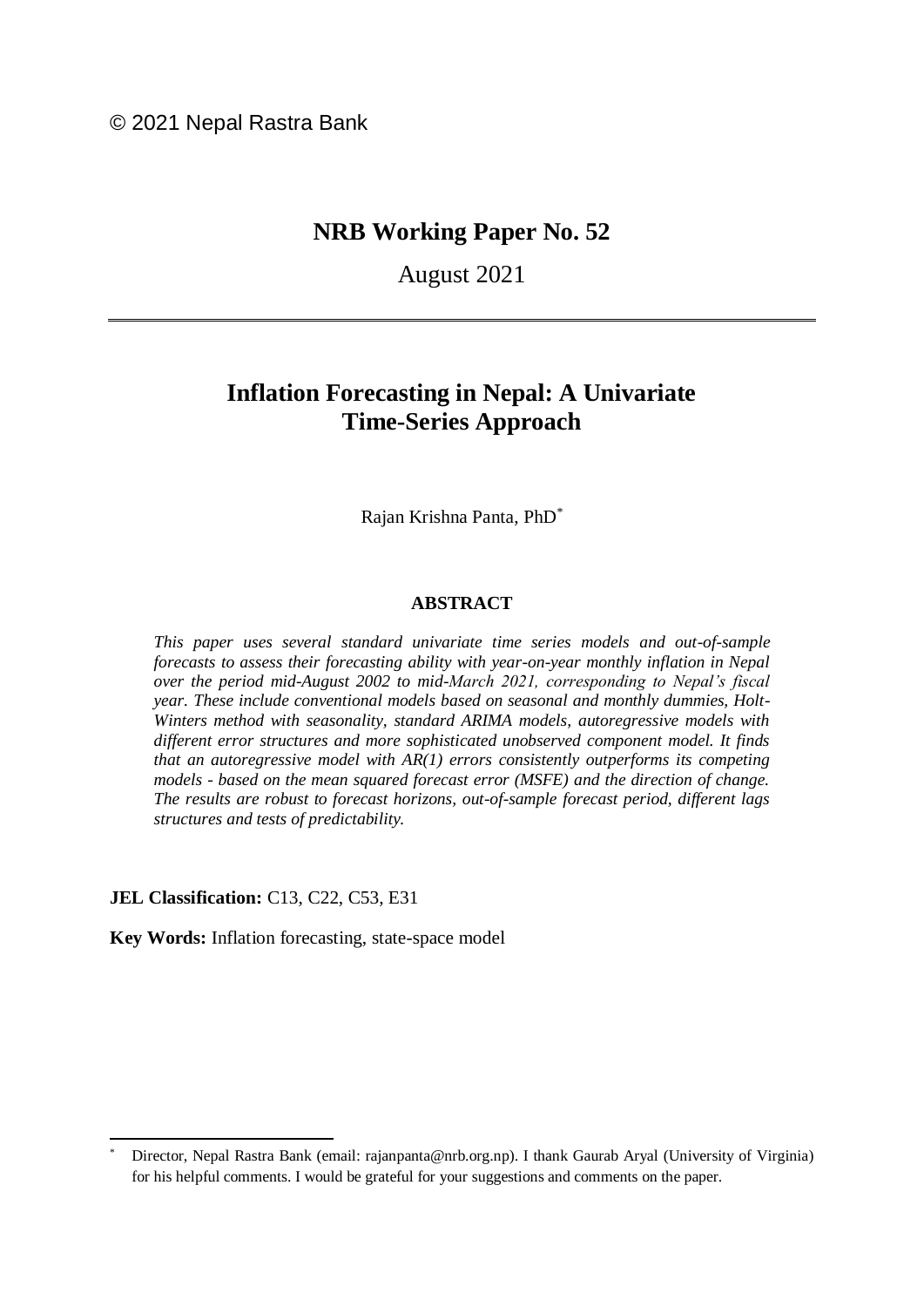© 2021 Nepal Rastra Bank

## NRB Working Paper No. 52

August 2021

---

# Inflation Forecasting in Nepal: A Univariate Time-Series Approach

Rajan Krishna Panta, PhD[*]

### ABSTRACT

*This paper uses several standard univariate time series models and out-of-sample forecasts to assess their forecasting ability with year-on-year monthly inflation in Nepal over the period mid-August 2002 to mid-March 2021, corresponding to Nepal's fiscal year. These include conventional models based on seasonal and monthly dummies, Holt-Winters method with seasonality, standard ARIMA models, autoregressive models with different error structures and more sophisticated unobserved component model. It finds that an autoregressive model with AR(1) errors consistently outperforms its competing models - based on the mean squared forecast error (MSFE) and the direction of change. The results are robust to forecast horizons, out-of-sample forecast period, different lags structures and tests of predictability.*

**JEL Classification:** C13, C22, C53, E31

**Key Words:** Inflation forecasting, state-space model

---

[*] Director, Nepal Rastra Bank (email: rajanpanta@nrb.org.np). I thank Gaurab Aryal (University of Virginia) for his helpful comments. I would be grateful for your suggestions and comments on the paper.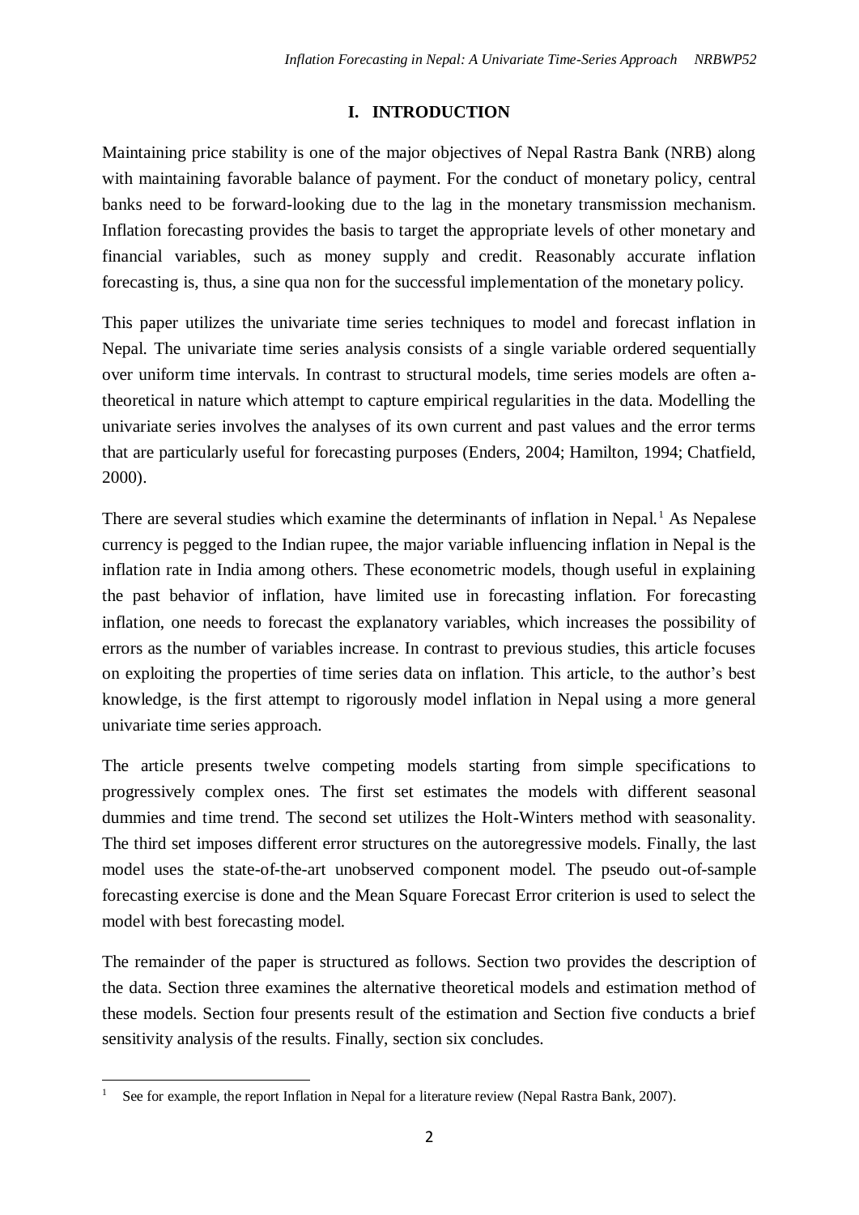# I. INTRODUCTION

Maintaining price stability is one of the major objectives of Nepal Rastra Bank (NRB) along with maintaining favorable balance of payment. For the conduct of monetary policy, central banks need to be forward-looking due to the lag in the monetary transmission mechanism. Inflation forecasting provides the basis to target the appropriate levels of other monetary and financial variables, such as money supply and credit. Reasonably accurate inflation forecasting is, thus, a sine qua non for the successful implementation of the monetary policy.

This paper utilizes the univariate time series techniques to model and forecast inflation in Nepal. The univariate time series analysis consists of a single variable ordered sequentially over uniform time intervals. In contrast to structural models, time series models are often a-theoretical in nature which attempt to capture empirical regularities in the data. Modelling the univariate series involves the analyses of its own current and past values and the error terms that are particularly useful for forecasting purposes (Enders, 2004; Hamilton, 1994; Chatfield, 2000).

There are several studies which examine the determinants of inflation in Nepal.[1] As Nepalese currency is pegged to the Indian rupee, the major variable influencing inflation in Nepal is the inflation rate in India among others. These econometric models, though useful in explaining the past behavior of inflation, have limited use in forecasting inflation. For forecasting inflation, one needs to forecast the explanatory variables, which increases the possibility of errors as the number of variables increase. In contrast to previous studies, this article focuses on exploiting the properties of time series data on inflation. This article, to the author's best knowledge, is the first attempt to rigorously model inflation in Nepal using a more general univariate time series approach.

The article presents twelve competing models starting from simple specifications to progressively complex ones. The first set estimates the models with different seasonal dummies and time trend. The second set utilizes the Holt-Winters method with seasonality. The third set imposes different error structures on the autoregressive models. Finally, the last model uses the state-of-the-art unobserved component model. The pseudo out-of-sample forecasting exercise is done and the Mean Square Forecast Error criterion is used to select the model with best forecasting model.

The remainder of the paper is structured as follows. Section two provides the description of the data. Section three examines the alternative theoretical models and estimation method of these models. Section four presents result of the estimation and Section five conducts a brief sensitivity analysis of the results. Finally, section six concludes.

---

[1] See for example, the report Inflation in Nepal for a literature review (Nepal Rastra Bank, 2007).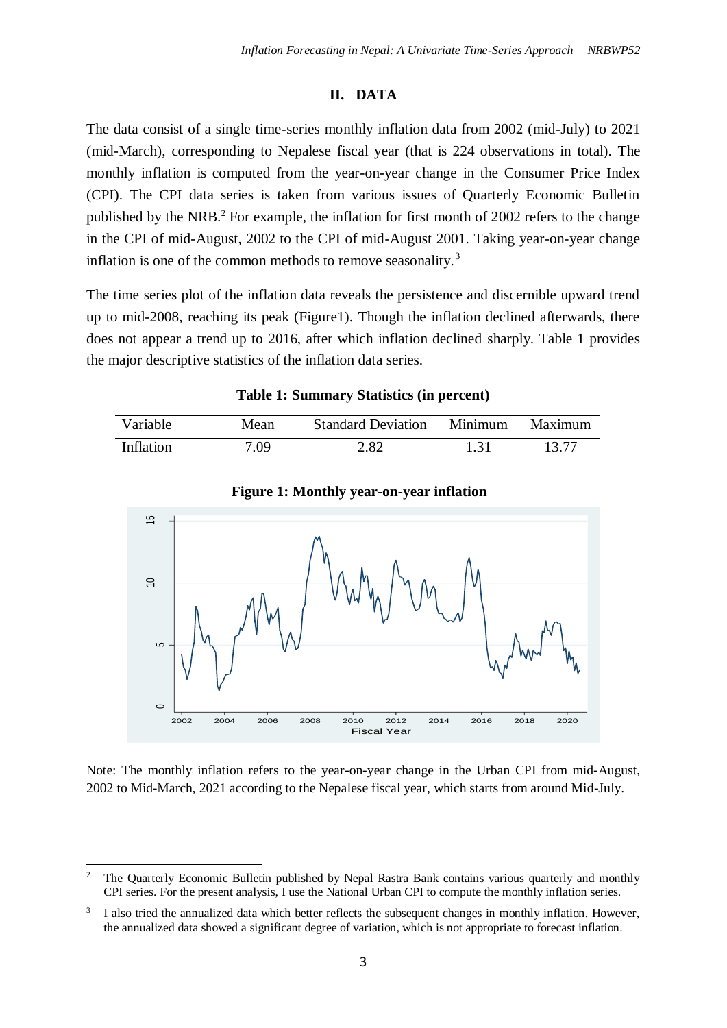## II. DATA

The data consist of a single time-series monthly inflation data from 2002 (mid-July) to 2021 (mid-March), corresponding to Nepalese fiscal year (that is 224 observations in total). The monthly inflation is computed from the year-on-year change in the Consumer Price Index (CPI). The CPI data series is taken from various issues of Quarterly Economic Bulletin published by the NRB.[2] For example, the inflation for first month of 2002 refers to the change in the CPI of mid-August, 2002 to the CPI of mid-August 2001. Taking year-on-year change inflation is one of the common methods to remove seasonality.[3]

The time series plot of the inflation data reveals the persistence and discernible upward trend up to mid-2008, reaching its peak (Figure1). Though the inflation declined afterwards, there does not appear a trend up to 2016, after which inflation declined sharply. Table 1 provides the major descriptive statistics of the inflation data series.

**Table 1: Summary Statistics (in percent)**

| Variable | Mean | Standard Deviation | Minimum | Maximum |
|---|---|---|---|---|
| Inflation | 7.09 | 2.82 | 1.31 | 13.77 |

**Figure 1: Monthly year-on-year inflation**

Note: The monthly inflation refers to the year-on-year change in the Urban CPI from mid-August, 2002 to Mid-March, 2021 according to the Nepalese fiscal year, which starts from around Mid-July.

[2] The Quarterly Economic Bulletin published by Nepal Rastra Bank contains various quarterly and monthly CPI series. For the present analysis, I use the National Urban CPI to compute the monthly inflation series.

[3] I also tried the annualized data which better reflects the subsequent changes in monthly inflation. However, the annualized data showed a significant degree of variation, which is not appropriate to forecast inflation.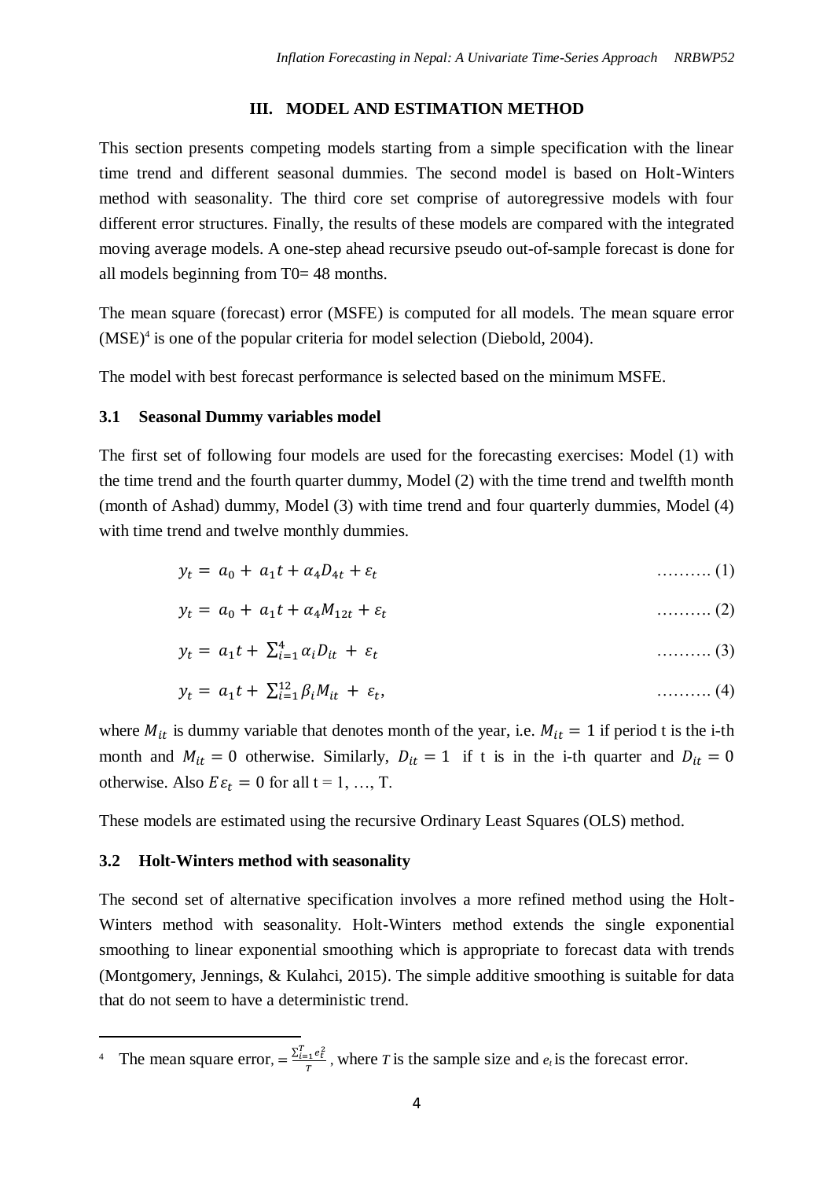## III. MODEL AND ESTIMATION METHOD

This section presents competing models starting from a simple specification with the linear time trend and different seasonal dummies. The second model is based on Holt-Winters method with seasonality. The third core set comprise of autoregressive models with four different error structures. Finally, the results of these models are compared with the integrated moving average models. A one-step ahead recursive pseudo out-of-sample forecast is done for all models beginning from T0= 48 months.

The mean square (forecast) error (MSFE) is computed for all models. The mean square error (MSE)[4] is one of the popular criteria for model selection (Diebold, 2004).

The model with best forecast performance is selected based on the minimum MSFE.

### 3.1 Seasonal Dummy variables model

The first set of following four models are used for the forecasting exercises: Model (1) with the time trend and the fourth quarter dummy, Model (2) with the time trend and twelfth month (month of Ashad) dummy, Model (3) with time trend and four quarterly dummies, Model (4) with time trend and twelve monthly dummies.

$$y_t = a_0 + a_1 t + \alpha_4 D_{4t} + \varepsilon_t \quad \text{……….} (1)$$

$$y_t = a_0 + a_1 t + \alpha_4 M_{12t} + \varepsilon_t \quad \text{……….} (2)$$

$$y_t = a_1 t + \sum_{i=1}^{4} \alpha_i D_{it} + \varepsilon_t \quad \text{……….} (3)$$

$$y_t = a_1 t + \sum_{i=1}^{12} \beta_i M_{it} + \varepsilon_t, \quad \text{……….} (4)$$

where $M_{it}$ is dummy variable that denotes month of the year, i.e. $M_{it} = 1$ if period t is the i-th month and $M_{it} = 0$ otherwise. Similarly, $D_{it} = 1$ if t is in the i-th quarter and $D_{it} = 0$ otherwise. Also $E\varepsilon_t = 0$ for all t = 1, …, T.

These models are estimated using the recursive Ordinary Least Squares (OLS) method.

### 3.2 Holt-Winters method with seasonality

The second set of alternative specification involves a more refined method using the Holt-Winters method with seasonality. Holt-Winters method extends the single exponential smoothing to linear exponential smoothing which is appropriate to forecast data with trends (Montgomery, Jennings, & Kulahci, 2015). The simple additive smoothing is suitable for data that do not seem to have a deterministic trend.

---

[4] The mean square error, $= \frac{\sum_{i=1}^{T} e_t^2}{T}$ , where $T$ is the sample size and $e_t$ is the forecast error.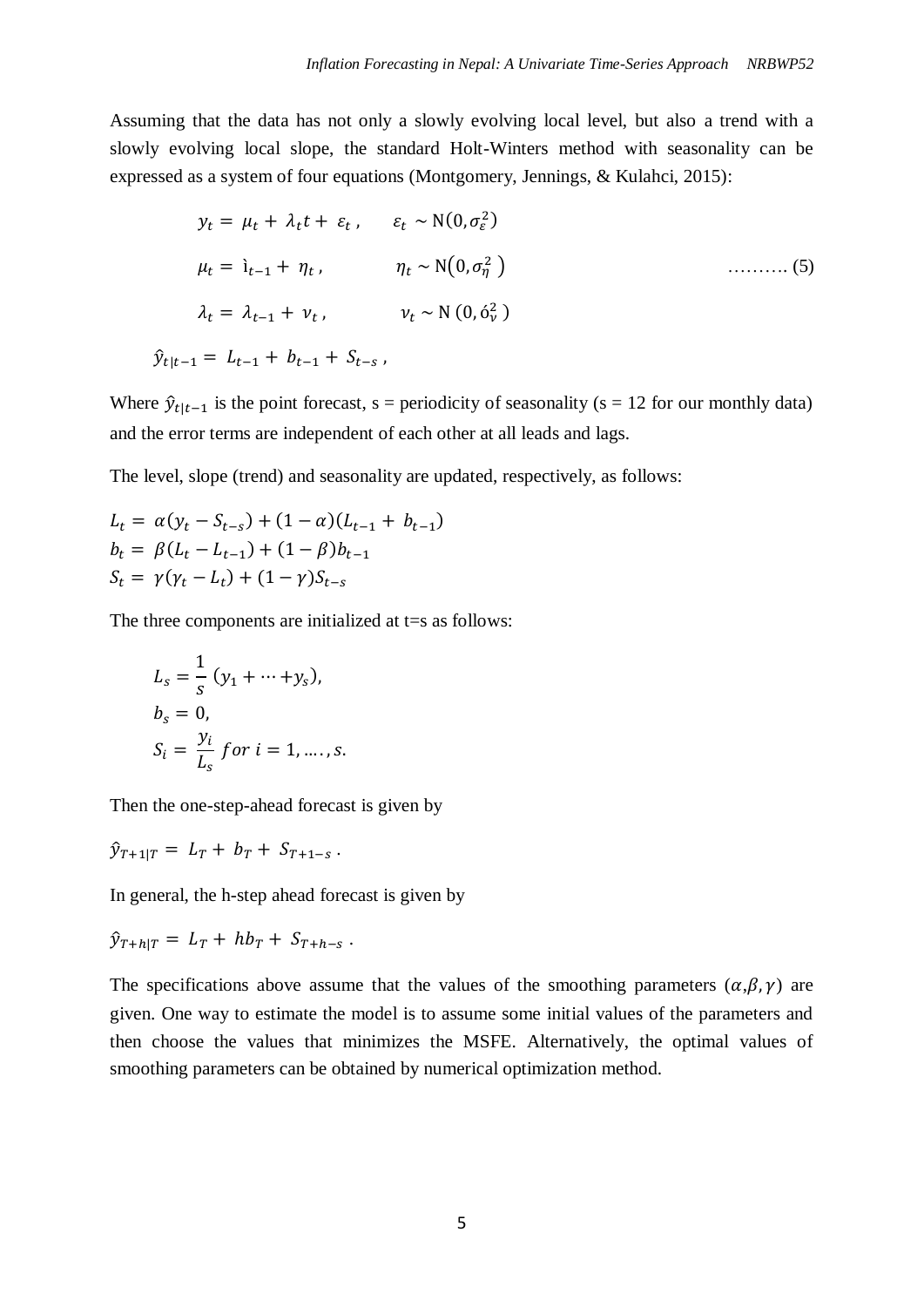Assuming that the data has not only a slowly evolving local level, but also a trend with a slowly evolving local slope, the standard Holt-Winters method with seasonality can be expressed as a system of four equations (Montgomery, Jennings, & Kulahci, 2015):

$$
\begin{aligned}
y_t &= \mu_t + \lambda_t t + \varepsilon_t , \qquad \varepsilon_t \sim \mathrm{N}(0, \sigma_\varepsilon^2) \\
\mu_t &= \grave{\imath}_{t-1} + \eta_t , \qquad \eta_t \sim \mathrm{N}\left(0, \sigma_\eta^2 \right) \qquad \ldots\ldots\ldots (5) \\
\lambda_t &= \lambda_{t-1} + \nu_t , \qquad \nu_t \sim \mathrm{N}\left(0, \acute{o}_\nu^2 \right)
\end{aligned}
$$

$$\hat{y}_{t|t-1} = L_{t-1} + b_{t-1} + S_{t-s} ,$$

Where $\hat{y}_{t|t-1}$ is the point forecast, s = periodicity of seasonality (s = 12 for our monthly data) and the error terms are independent of each other at all leads and lags.

The level, slope (trend) and seasonality are updated, respectively, as follows:

$$
\begin{aligned}
L_t &= \alpha(y_t - S_{t-s}) + (1-\alpha)(L_{t-1} + b_{t-1}) \\
b_t &= \beta(L_t - L_{t-1}) + (1-\beta)b_{t-1} \\
S_t &= \gamma(\gamma_t - L_t) + (1-\gamma)S_{t-s}
\end{aligned}
$$

The three components are initialized at t=s as follows:

$$
\begin{aligned}
L_s &= \frac{1}{s}\,(y_1 + \cdots + y_s), \\
b_s &= 0, \\
S_i &= \frac{y_i}{L_s} \; for \; i = 1, \ldots., s.
\end{aligned}
$$

Then the one-step-ahead forecast is given by

$$\hat{y}_{T+1|T} = L_T + b_T + S_{T+1-s} .$$

In general, the h-step ahead forecast is given by

$$\hat{y}_{T+h|T} = L_T + hb_T + S_{T+h-s} .$$

The specifications above assume that the values of the smoothing parameters ($\alpha, \beta, \gamma$) are given. One way to estimate the model is to assume some initial values of the parameters and then choose the values that minimizes the MSFE. Alternatively, the optimal values of smoothing parameters can be obtained by numerical optimization method.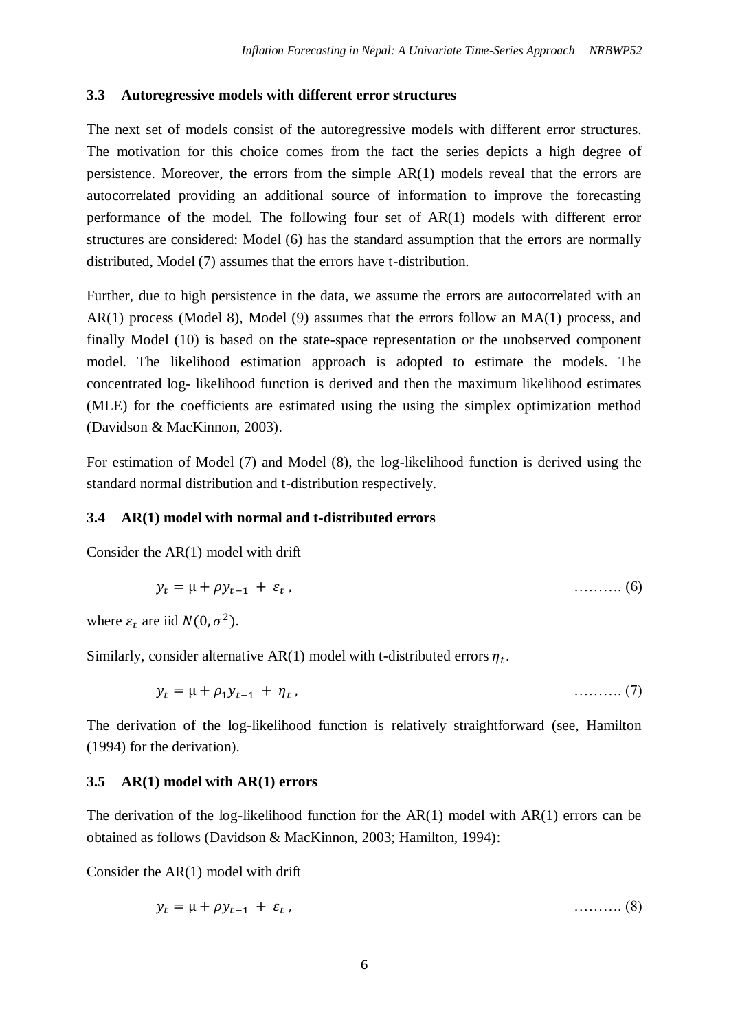### 3.3 Autoregressive models with different error structures

The next set of models consist of the autoregressive models with different error structures. The motivation for this choice comes from the fact the series depicts a high degree of persistence. Moreover, the errors from the simple AR(1) models reveal that the errors are autocorrelated providing an additional source of information to improve the forecasting performance of the model. The following four set of AR(1) models with different error structures are considered: Model (6) has the standard assumption that the errors are normally distributed, Model (7) assumes that the errors have t-distribution.

Further, due to high persistence in the data, we assume the errors are autocorrelated with an AR(1) process (Model 8), Model (9) assumes that the errors follow an MA(1) process, and finally Model (10) is based on the state-space representation or the unobserved component model. The likelihood estimation approach is adopted to estimate the models. The concentrated log- likelihood function is derived and then the maximum likelihood estimates (MLE) for the coefficients are estimated using the using the simplex optimization method (Davidson & MacKinnon, 2003).

For estimation of Model (7) and Model (8), the log-likelihood function is derived using the standard normal distribution and t-distribution respectively.

### 3.4 AR(1) model with normal and t-distributed errors

Consider the AR(1) model with drift

$$y_t = \mu + \rho y_{t-1} + \varepsilon_t \,, \qquad \text{……….} (6)$$

where $\varepsilon_t$ are iid $N(0, \sigma^2)$.

Similarly, consider alternative AR(1) model with t-distributed errors $\eta_t$.

$$y_t = \mu + \rho_1 y_{t-1} + \eta_t \,, \qquad \text{……….} (7)$$

The derivation of the log-likelihood function is relatively straightforward (see, Hamilton (1994) for the derivation).

### 3.5 AR(1) model with AR(1) errors

The derivation of the log-likelihood function for the AR(1) model with AR(1) errors can be obtained as follows (Davidson & MacKinnon, 2003; Hamilton, 1994):

Consider the AR(1) model with drift

$$y_t = \mu + \rho y_{t-1} + \varepsilon_t \,, \qquad \text{……….} (8)$$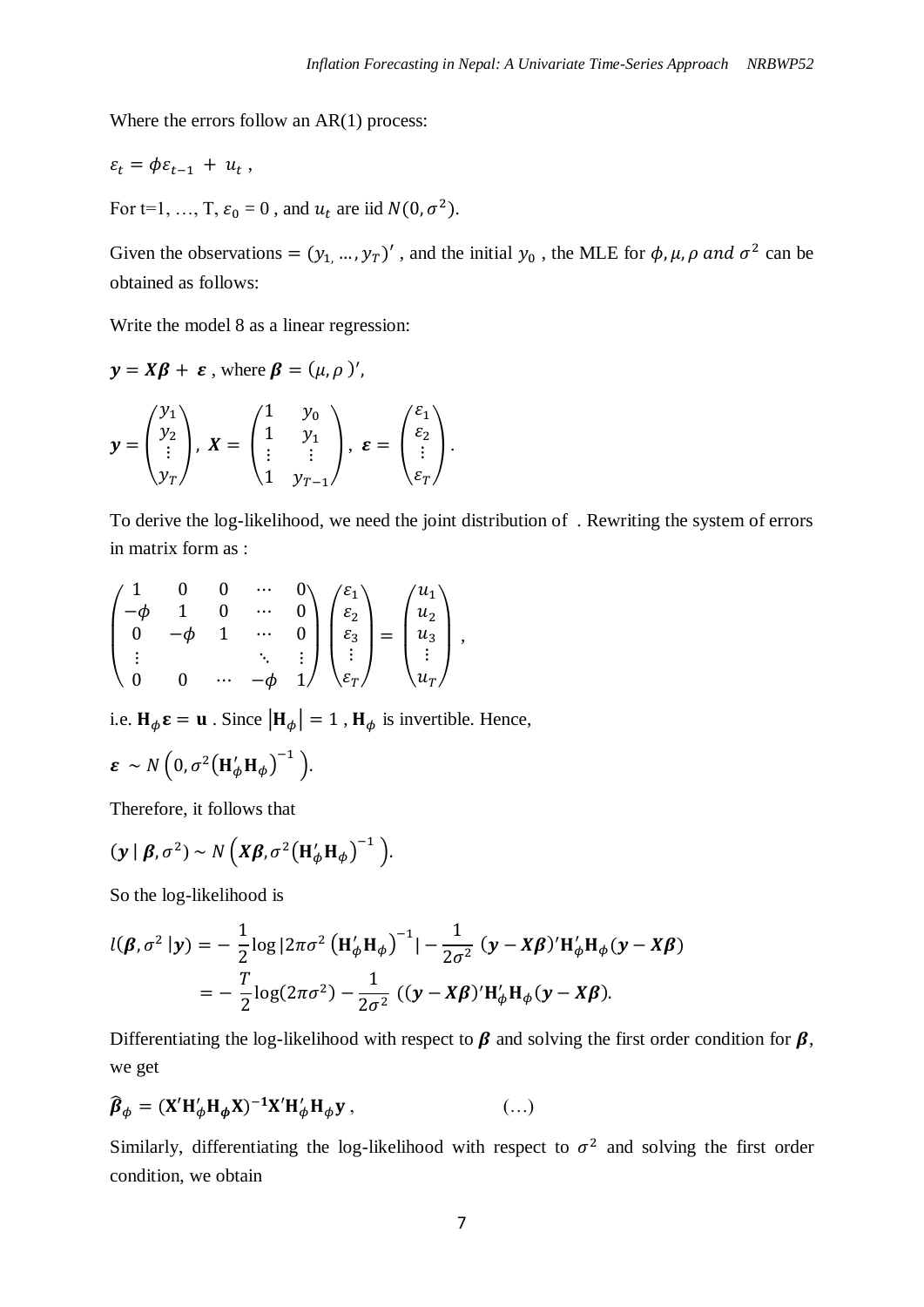Where the errors follow an AR(1) process:

$$\varepsilon_t = \phi\varepsilon_{t-1} + u_t ,$$

For t=1, …, T, $\varepsilon_0 = 0$ , and $u_t$ are iid $N(0, \sigma^2)$.

Given the observations $= (y_{1,} \dots, y_T)'$ , and the initial $y_0$ , the MLE for $\phi, \mu, \rho$ and $\sigma^2$ can be obtained as follows:

Write the model 8 as a linear regression:

$\boldsymbol{y} = \boldsymbol{X}\boldsymbol{\beta} + \boldsymbol{\varepsilon}$ , where $\boldsymbol{\beta} = (\mu, \rho)'$,

$$\boldsymbol{y} = \begin{pmatrix} y_1 \\ y_2 \\ \vdots \\ y_T \end{pmatrix},\ \boldsymbol{X} = \begin{pmatrix} 1 & y_0 \\ 1 & y_1 \\ \vdots & \vdots \\ 1 & y_{T-1} \end{pmatrix},\ \boldsymbol{\varepsilon} = \begin{pmatrix} \varepsilon_1 \\ \varepsilon_2 \\ \vdots \\ \varepsilon_T \end{pmatrix}.$$

To derive the log-likelihood, we need the joint distribution of . Rewriting the system of errors in matrix form as :

$$\begin{pmatrix} 1 & 0 & 0 & \cdots & 0 \\ -\phi & 1 & 0 & \cdots & 0 \\ 0 & -\phi & 1 & \cdots & 0 \\ \vdots & & & \ddots & \vdots \\ 0 & 0 & \cdots & -\phi & 1 \end{pmatrix} \begin{pmatrix} \varepsilon_1 \\ \varepsilon_2 \\ \varepsilon_3 \\ \vdots \\ \varepsilon_T \end{pmatrix} = \begin{pmatrix} u_1 \\ u_2 \\ u_3 \\ \vdots \\ u_T \end{pmatrix},$$

i.e. $\mathbf{H}_\phi \boldsymbol{\varepsilon} = \mathbf{u}$ . Since $|\mathbf{H}_\phi| = 1$ , $\mathbf{H}_\phi$ is invertible. Hence,

$$\boldsymbol{\varepsilon} \sim N\left(0, \sigma^2 \left(\mathbf{H}_\phi' \mathbf{H}_\phi\right)^{-1}\right).$$

Therefore, it follows that

$$(\boldsymbol{y} \mid \boldsymbol{\beta}, \sigma^2) \sim N\left(\boldsymbol{X}\boldsymbol{\beta}, \sigma^2 \left(\mathbf{H}_\phi' \mathbf{H}_\phi\right)^{-1}\right).$$

So the log-likelihood is

$$\begin{aligned} l(\boldsymbol{\beta}, \sigma^2 \mid \boldsymbol{y}) &= -\frac{1}{2}\log\left|2\pi\sigma^2 \left(\mathbf{H}_\phi' \mathbf{H}_\phi\right)^{-1}\right| - \frac{1}{2\sigma^2} (\boldsymbol{y} - \boldsymbol{X}\boldsymbol{\beta})' \mathbf{H}_\phi' \mathbf{H}_\phi (\boldsymbol{y} - \boldsymbol{X}\boldsymbol{\beta}) \\ &= -\frac{T}{2}\log(2\pi\sigma^2) - \frac{1}{2\sigma^2} ((\boldsymbol{y} - \boldsymbol{X}\boldsymbol{\beta})' \mathbf{H}_\phi' \mathbf{H}_\phi (\boldsymbol{y} - \boldsymbol{X}\boldsymbol{\beta}). \end{aligned}$$

Differentiating the log-likelihood with respect to $\boldsymbol{\beta}$ and solving the first order condition for $\boldsymbol{\beta}$, we get

$$\widehat{\boldsymbol{\beta}}_\phi = (\mathbf{X}' \mathbf{H}_\phi' \mathbf{H}_\phi \mathbf{X})^{-1} \mathbf{X}' \mathbf{H}_\phi' \mathbf{H}_\phi \mathbf{y} , \qquad (\ldots)$$

Similarly, differentiating the log-likelihood with respect to $\sigma^2$ and solving the first order condition, we obtain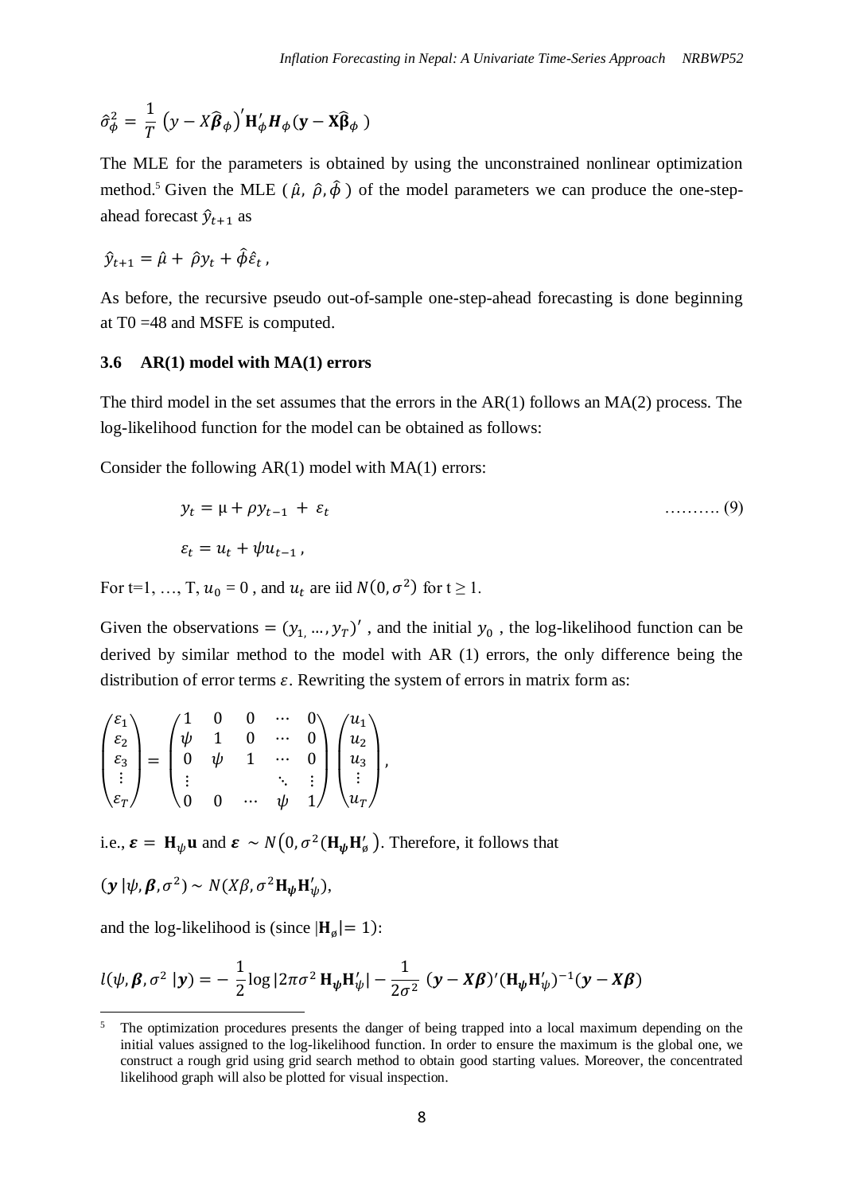$$\hat{\sigma}_{\phi}^{2} = \frac{1}{T}\left(y - X\widehat{\boldsymbol{\beta}}_{\phi}\right)' \mathbf{H}_{\phi}' \boldsymbol{H}_{\phi} (\mathbf{y} - \mathbf{X}\widehat{\boldsymbol{\beta}}_{\phi})$$

The MLE for the parameters is obtained by using the unconstrained nonlinear optimization method.[5] Given the MLE ( $\hat{\mu},\ \hat{\rho}, \hat{\phi}$ ) of the model parameters we can produce the one-step-ahead forecast $\hat{y}_{t+1}$ as

$$\hat{y}_{t+1} = \hat{\mu} + \hat{\rho} y_t + \hat{\phi}\hat{\varepsilon}_t ,$$

As before, the recursive pseudo out-of-sample one-step-ahead forecasting is done beginning at T0 =48 and MSFE is computed.

### 3.6 AR(1) model with MA(1) errors

The third model in the set assumes that the errors in the AR(1) follows an MA(2) process. The log-likelihood function for the model can be obtained as follows:

Consider the following AR(1) model with MA(1) errors:

$$y_t = \mu + \rho y_{t-1} + \varepsilon_t \qquad \text{………. (9)}$$

$$\varepsilon_t = u_t + \psi u_{t-1} ,$$

For t=1, …, T, $u_0 = 0$ , and $u_t$ are iid $N(0, \sigma^2)$ for t ≥ 1.

Given the observations $= (y_{1,} \ldots, y_T)'$ , and the initial $y_0$ , the log-likelihood function can be derived by similar method to the model with AR (1) errors, the only difference being the distribution of error terms $\varepsilon$. Rewriting the system of errors in matrix form as:

$$\begin{pmatrix} \varepsilon_1 \\ \varepsilon_2 \\ \varepsilon_3 \\ \vdots \\ \varepsilon_T \end{pmatrix} = \begin{pmatrix} 1 & 0 & 0 & \cdots & 0 \\ \psi & 1 & 0 & \cdots & 0 \\ 0 & \psi & 1 & \cdots & 0 \\ \vdots & & & \ddots & \vdots \\ 0 & 0 & \cdots & \psi & 1 \end{pmatrix} \begin{pmatrix} u_1 \\ u_2 \\ u_3 \\ \vdots \\ u_T \end{pmatrix},$$

i.e., $\boldsymbol{\varepsilon} = \mathbf{H}_{\psi}\mathbf{u}$ and $\boldsymbol{\varepsilon} \sim N\left(0, \sigma^2(\mathbf{H}_{\psi}\mathbf{H}_{\phi}')\right)$. Therefore, it follows that

$$(\boldsymbol{y} \mid \psi, \boldsymbol{\beta}, \sigma^2) \sim N(X\beta, \sigma^2 \mathbf{H}_{\psi}\mathbf{H}_{\psi}'),$$

and the log-likelihood is (since $|\mathbf{H}_{\phi}| = 1$):

$$l(\psi, \boldsymbol{\beta}, \sigma^2 \mid \boldsymbol{y}) = -\frac{1}{2}\log|2\pi\sigma^2\, \mathbf{H}_{\psi}\mathbf{H}_{\psi}'| - \frac{1}{2\sigma^2}\, (\boldsymbol{y} - \boldsymbol{X\beta})'(\mathbf{H}_{\psi}\mathbf{H}_{\psi}')^{-1}(\boldsymbol{y} - \boldsymbol{X\beta})$$

---

[5] The optimization procedures presents the danger of being trapped into a local maximum depending on the initial values assigned to the log-likelihood function. In order to ensure the maximum is the global one, we construct a rough grid using grid search method to obtain good starting values. Moreover, the concentrated likelihood graph will also be plotted for visual inspection.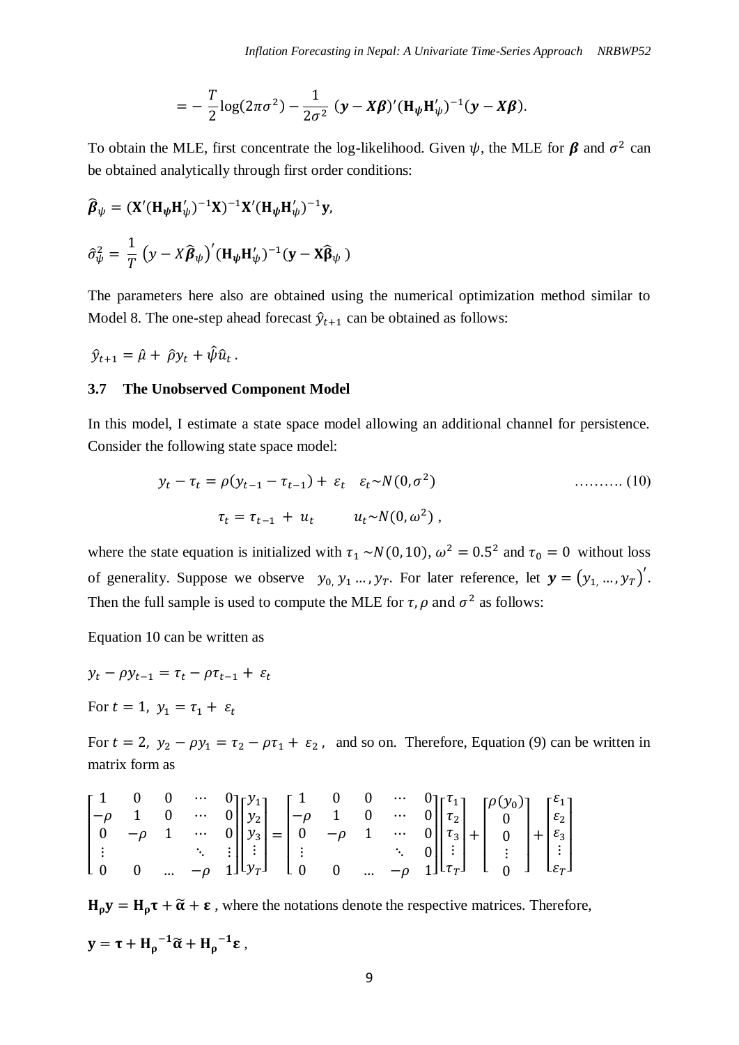$$= -\frac{T}{2}\log(2\pi\sigma^2) - \frac{1}{2\sigma^2}\,(\boldsymbol{y} - \boldsymbol{X\beta})'(\mathbf{H}_\psi\mathbf{H}_\psi')^{-1}(\boldsymbol{y} - \boldsymbol{X\beta}).$$

To obtain the MLE, first concentrate the log-likelihood. Given $\psi$, the MLE for $\boldsymbol{\beta}$ and $\sigma^2$ can be obtained analytically through first order conditions:

$$\widehat{\boldsymbol{\beta}}_\psi = (\mathbf{X}'(\mathbf{H}_\psi\mathbf{H}_\psi')^{-1}\mathbf{X})^{-1}\mathbf{X}'(\mathbf{H}_\psi\mathbf{H}_\psi')^{-1}\mathbf{y},$$

$$\hat{\sigma}_\psi^2 = \frac{1}{T}\left(y - X\widehat{\boldsymbol{\beta}}_\psi\right)'(\mathbf{H}_\psi\mathbf{H}_\psi')^{-1}(\mathbf{y} - \mathbf{X}\widehat{\boldsymbol{\beta}}_\psi\,)$$

The parameters here also are obtained using the numerical optimization method similar to Model 8. The one-step ahead forecast $\hat{y}_{t+1}$ can be obtained as follows:

$$\hat{y}_{t+1} = \hat{\mu} + \hat{\rho}y_t + \hat{\psi}\hat{u}_t\,.$$

### 3.7 The Unobserved Component Model

In this model, I estimate a state space model allowing an additional channel for persistence. Consider the following state space model:

$$y_t - \tau_t = \rho(y_{t-1} - \tau_{t-1}) + \varepsilon_t \quad \varepsilon_t \sim N(0,\sigma^2) \qquad \ldots\ldots\ldots\ (10)$$

$$\tau_t = \tau_{t-1} + u_t \qquad u_t \sim N(0,\omega^2)\,,$$

where the state equation is initialized with $\tau_1 \sim N(0,10)$, $\omega^2 = 0.5^2$ and $\tau_0 = 0$ without loss of generality. Suppose we observe $y_{0,}\, y_1 \ldots, y_T$. For later reference, let $\boldsymbol{y} = \left(y_{1,} \ldots, y_T\right)'$. Then the full sample is used to compute the MLE for $\tau, \rho$ and $\sigma^2$ as follows:

Equation 10 can be written as

$$y_t - \rho y_{t-1} = \tau_t - \rho\tau_{t-1} + \varepsilon_t$$

For $t = 1,\ y_1 = \tau_1 + \varepsilon_t$

For $t = 2,\ y_2 - \rho y_1 = \tau_2 - \rho\tau_1 + \varepsilon_2$, and so on. Therefore, Equation (9) can be written in matrix form as

$$\begin{bmatrix} 1 & 0 & 0 & \cdots & 0 \\ -\rho & 1 & 0 & \cdots & 0 \\ 0 & -\rho & 1 & \cdots & 0 \\ \vdots & & & \ddots & \vdots \\ 0 & 0 & \ldots & -\rho & 1 \end{bmatrix} \begin{bmatrix} y_1 \\ y_2 \\ y_3 \\ \vdots \\ y_T \end{bmatrix} = \begin{bmatrix} 1 & 0 & 0 & \cdots & 0 \\ -\rho & 1 & 0 & \cdots & 0 \\ 0 & -\rho & 1 & \cdots & 0 \\ \vdots & & & \ddots & 0 \\ 0 & 0 & \ldots & -\rho & 1 \end{bmatrix} \begin{bmatrix} \tau_1 \\ \tau_2 \\ \tau_3 \\ \vdots \\ \tau_T \end{bmatrix} + \begin{bmatrix} \rho(y_0) \\ 0 \\ 0 \\ \vdots \\ 0 \end{bmatrix} + \begin{bmatrix} \varepsilon_1 \\ \varepsilon_2 \\ \varepsilon_3 \\ \vdots \\ \varepsilon_T \end{bmatrix}$$

$\mathbf{H_\rho y} = \mathbf{H_\rho \tau} + \widetilde{\boldsymbol{\alpha}} + \boldsymbol{\varepsilon}$, where the notations denote the respective matrices. Therefore,

$$\mathbf{y} = \boldsymbol{\tau} + \mathbf{H_\rho}^{-1}\widetilde{\boldsymbol{\alpha}} + \mathbf{H_\rho}^{-1}\boldsymbol{\varepsilon}\,,$$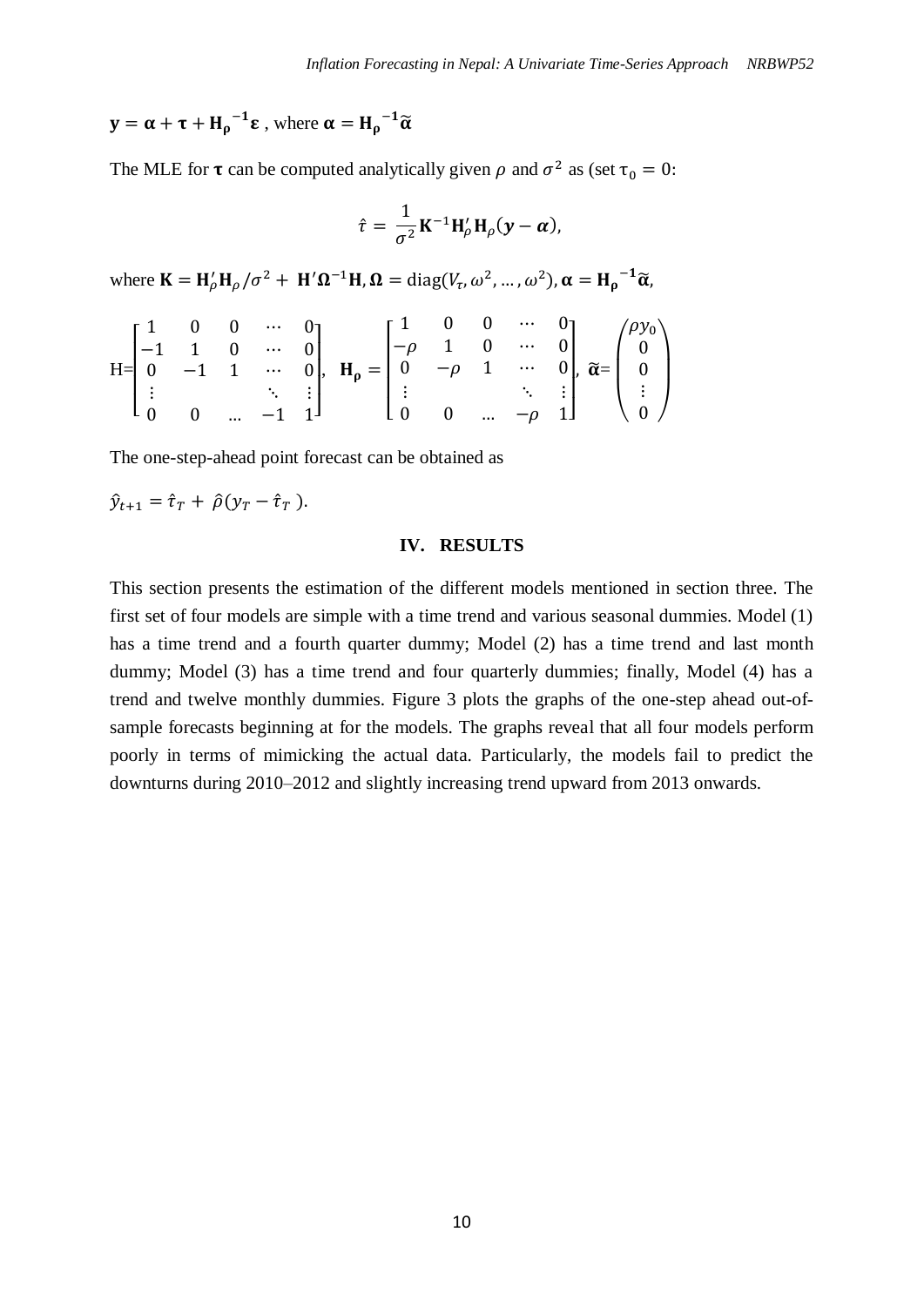$\mathbf{y} = \boldsymbol{\alpha} + \boldsymbol{\tau} + \mathbf{H_\rho}^{-1}\boldsymbol{\varepsilon}$ , where $\boldsymbol{\alpha} = \mathbf{H_\rho}^{-1}\widetilde{\boldsymbol{\alpha}}$

The MLE for $\boldsymbol{\tau}$ can be computed analytically given $\rho$ and $\sigma^2$ as (set $\tau_0 = 0$:

$$\hat{\tau} = \frac{1}{\sigma^2}\mathbf{K}^{-1}\mathbf{H}'_\rho \mathbf{H}_\rho(\boldsymbol{y} - \boldsymbol{\alpha}),$$

where $\mathbf{K} = \mathbf{H}'_\rho \mathbf{H}_\rho / \sigma^2 + \mathbf{H}'\boldsymbol{\Omega}^{-1}\mathbf{H}, \boldsymbol{\Omega} = \text{diag}(V_\tau, \omega^2, \dots, \omega^2), \boldsymbol{\alpha} = \mathbf{H_\rho}^{-1}\widetilde{\boldsymbol{\alpha}},$

$$\text{H}=\begin{bmatrix} 1 & 0 & 0 & \cdots & 0 \\ -1 & 1 & 0 & \cdots & 0 \\ 0 & -1 & 1 & \cdots & 0 \\ \vdots & & & \ddots & \vdots \\ 0 & 0 & \dots & -1 & 1 \end{bmatrix},\ \mathbf{H_\rho} = \begin{bmatrix} 1 & 0 & 0 & \cdots & 0 \\ -\rho & 1 & 0 & \cdots & 0 \\ 0 & -\rho & 1 & \cdots & 0 \\ \vdots & & & \ddots & \vdots \\ 0 & 0 & \dots & -\rho & 1 \end{bmatrix},\ \widetilde{\boldsymbol{\alpha}}=\begin{pmatrix} \rho y_0 \\ 0 \\ 0 \\ \vdots \\ 0 \end{pmatrix}$$

The one-step-ahead point forecast can be obtained as

$\hat{y}_{t+1} = \hat{\tau}_T + \hat{\rho}(y_T - \hat{\tau}_T).$

## IV. RESULTS

This section presents the estimation of the different models mentioned in section three. The first set of four models are simple with a time trend and various seasonal dummies. Model (1) has a time trend and a fourth quarter dummy; Model (2) has a time trend and last month dummy; Model (3) has a time trend and four quarterly dummies; finally, Model (4) has a trend and twelve monthly dummies. Figure 3 plots the graphs of the one-step ahead out-of-sample forecasts beginning at for the models. The graphs reveal that all four models perform poorly in terms of mimicking the actual data. Particularly, the models fail to predict the downturns during 2010–2012 and slightly increasing trend upward from 2013 onwards.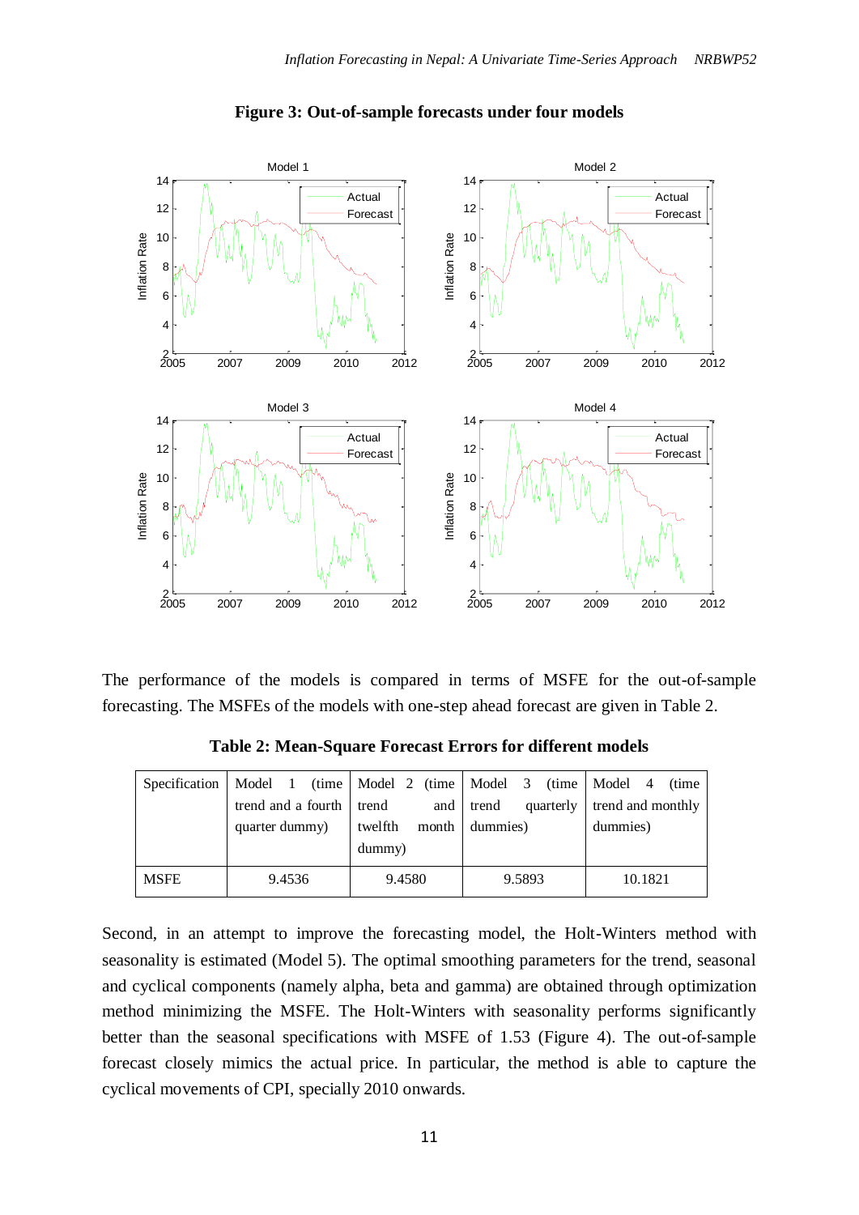**Figure 3: Out-of-sample forecasts under four models**

The performance of the models is compared in terms of MSFE for the out-of-sample forecasting. The MSFEs of the models with one-step ahead forecast are given in Table 2.

**Table 2: Mean-Square Forecast Errors for different models**

| Specification | Model 1 (time trend and a fourth quarter dummy) | Model 2 (time trend and twelfth month dummy) | Model 3 (time trend quarterly dummies) | Model 4 (time trend and monthly dummies) |
|---|---|---|---|---|
| MSFE | 9.4536 | 9.4580 | 9.5893 | 10.1821 |

Second, in an attempt to improve the forecasting model, the Holt-Winters method with seasonality is estimated (Model 5). The optimal smoothing parameters for the trend, seasonal and cyclical components (namely alpha, beta and gamma) are obtained through optimization method minimizing the MSFE. The Holt-Winters with seasonality performs significantly better than the seasonal specifications with MSFE of 1.53 (Figure 4). The out-of-sample forecast closely mimics the actual price. In particular, the method is able to capture the cyclical movements of CPI, specially 2010 onwards.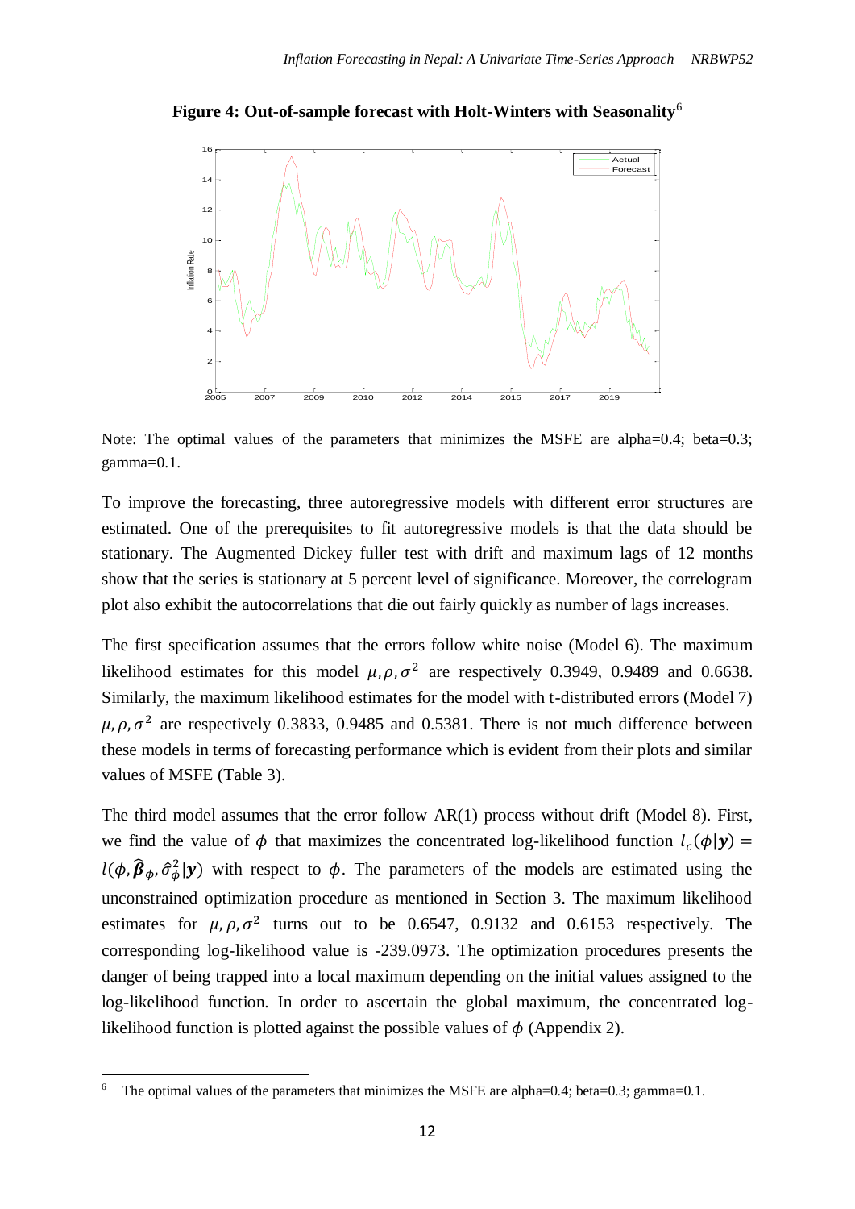**Figure 4: Out-of-sample forecast with Holt-Winters with Seasonality**[6]

Note: The optimal values of the parameters that minimizes the MSFE are alpha=0.4; beta=0.3; gamma=0.1.

To improve the forecasting, three autoregressive models with different error structures are estimated. One of the prerequisites to fit autoregressive models is that the data should be stationary. The Augmented Dickey fuller test with drift and maximum lags of 12 months show that the series is stationary at 5 percent level of significance. Moreover, the correlogram plot also exhibit the autocorrelations that die out fairly quickly as number of lags increases.

The first specification assumes that the errors follow white noise (Model 6). The maximum likelihood estimates for this model $\mu, \rho, \sigma^2$ are respectively 0.3949, 0.9489 and 0.6638. Similarly, the maximum likelihood estimates for the model with t-distributed errors (Model 7) $\mu, \rho, \sigma^2$ are respectively 0.3833, 0.9485 and 0.5381. There is not much difference between these models in terms of forecasting performance which is evident from their plots and similar values of MSFE (Table 3).

The third model assumes that the error follow AR(1) process without drift (Model 8). First, we find the value of $\phi$ that maximizes the concentrated log-likelihood function $l_c(\phi|\boldsymbol{y}) = l(\phi, \widehat{\boldsymbol{\beta}}_{\phi}, \hat{\sigma}^2_{\phi}|\boldsymbol{y})$ with respect to $\phi$. The parameters of the models are estimated using the unconstrained optimization procedure as mentioned in Section 3. The maximum likelihood estimates for $\mu, \rho, \sigma^2$ turns out to be 0.6547, 0.9132 and 0.6153 respectively. The corresponding log-likelihood value is -239.0973. The optimization procedures presents the danger of being trapped into a local maximum depending on the initial values assigned to the log-likelihood function. In order to ascertain the global maximum, the concentrated log-likelihood function is plotted against the possible values of $\phi$ (Appendix 2).

[6] The optimal values of the parameters that minimizes the MSFE are alpha=0.4; beta=0.3; gamma=0.1.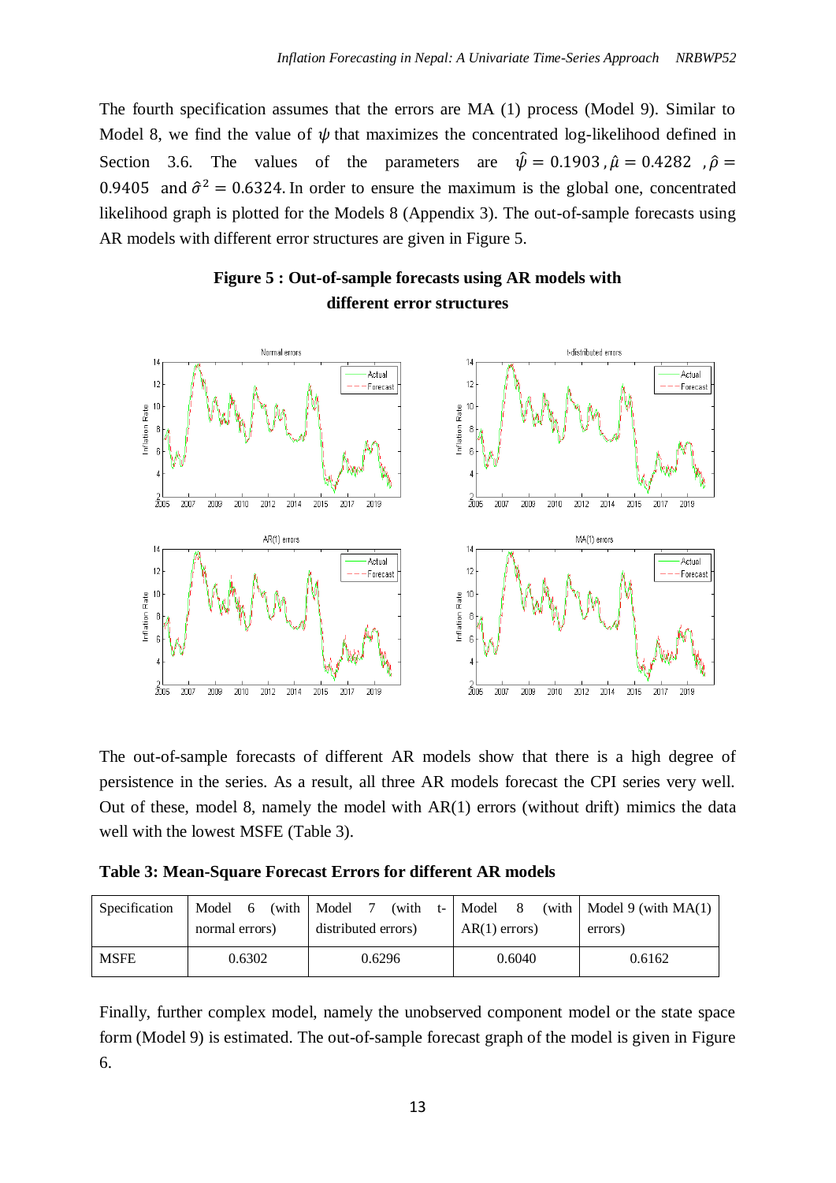The fourth specification assumes that the errors are MA (1) process (Model 9). Similar to Model 8, we find the value of $\psi$ that maximizes the concentrated log-likelihood defined in Section 3.6. The values of the parameters are $\hat{\psi} = 0.1903$, $\hat{\mu} = 0.4282$, $\hat{\rho} = 0.9405$ and $\hat{\sigma}^2 = 0.6324$. In order to ensure the maximum is the global one, concentrated likelihood graph is plotted for the Models 8 (Appendix 3). The out-of-sample forecasts using AR models with different error structures are given in Figure 5.

**Figure 5 : Out-of-sample forecasts using AR models with different error structures**

The out-of-sample forecasts of different AR models show that there is a high degree of persistence in the series. As a result, all three AR models forecast the CPI series very well. Out of these, model 8, namely the model with AR(1) errors (without drift) mimics the data well with the lowest MSFE (Table 3).

**Table 3: Mean-Square Forecast Errors for different AR models**

| Specification | Model 6 (with normal errors) | Model 7 (with t-distributed errors) | Model 8 (with AR(1) errors) | Model 9 (with MA(1) errors) |
|---|---|---|---|---|
| MSFE | 0.6302 | 0.6296 | 0.6040 | 0.6162 |

Finally, further complex model, namely the unobserved component model or the state space form (Model 9) is estimated. The out-of-sample forecast graph of the model is given in Figure 6.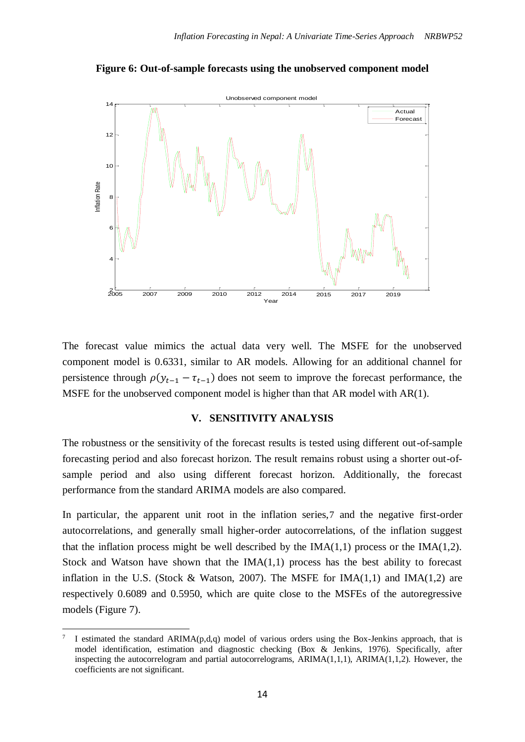**Figure 6: Out-of-sample forecasts using the unobserved component model**

The forecast value mimics the actual data very well. The MSFE for the unobserved component model is 0.6331, similar to AR models. Allowing for an additional channel for persistence through $\rho(y_{t-1} - \tau_{t-1})$ does not seem to improve the forecast performance, the MSFE for the unobserved component model is higher than that AR model with AR(1).

## V. SENSITIVITY ANALYSIS

The robustness or the sensitivity of the forecast results is tested using different out-of-sample forecasting period and also forecast horizon. The result remains robust using a shorter out-of-sample period and also using different forecast horizon. Additionally, the forecast performance from the standard ARIMA models are also compared.

In particular, the apparent unit root in the inflation series,[7] and the negative first-order autocorrelations, and generally small higher-order autocorrelations, of the inflation suggest that the inflation process might be well described by the IMA(1,1) process or the IMA(1,2). Stock and Watson have shown that the IMA(1,1) process has the best ability to forecast inflation in the U.S. (Stock & Watson, 2007). The MSFE for IMA(1,1) and IMA(1,2) are respectively 0.6089 and 0.5950, which are quite close to the MSFEs of the autoregressive models (Figure 7).

---

[7] I estimated the standard ARIMA(p,d,q) model of various orders using the Box-Jenkins approach, that is model identification, estimation and diagnostic checking (Box & Jenkins, 1976). Specifically, after inspecting the autocorrelogram and partial autocorrelograms, ARIMA(1,1,1), ARIMA(1,1,2). However, the coefficients are not significant.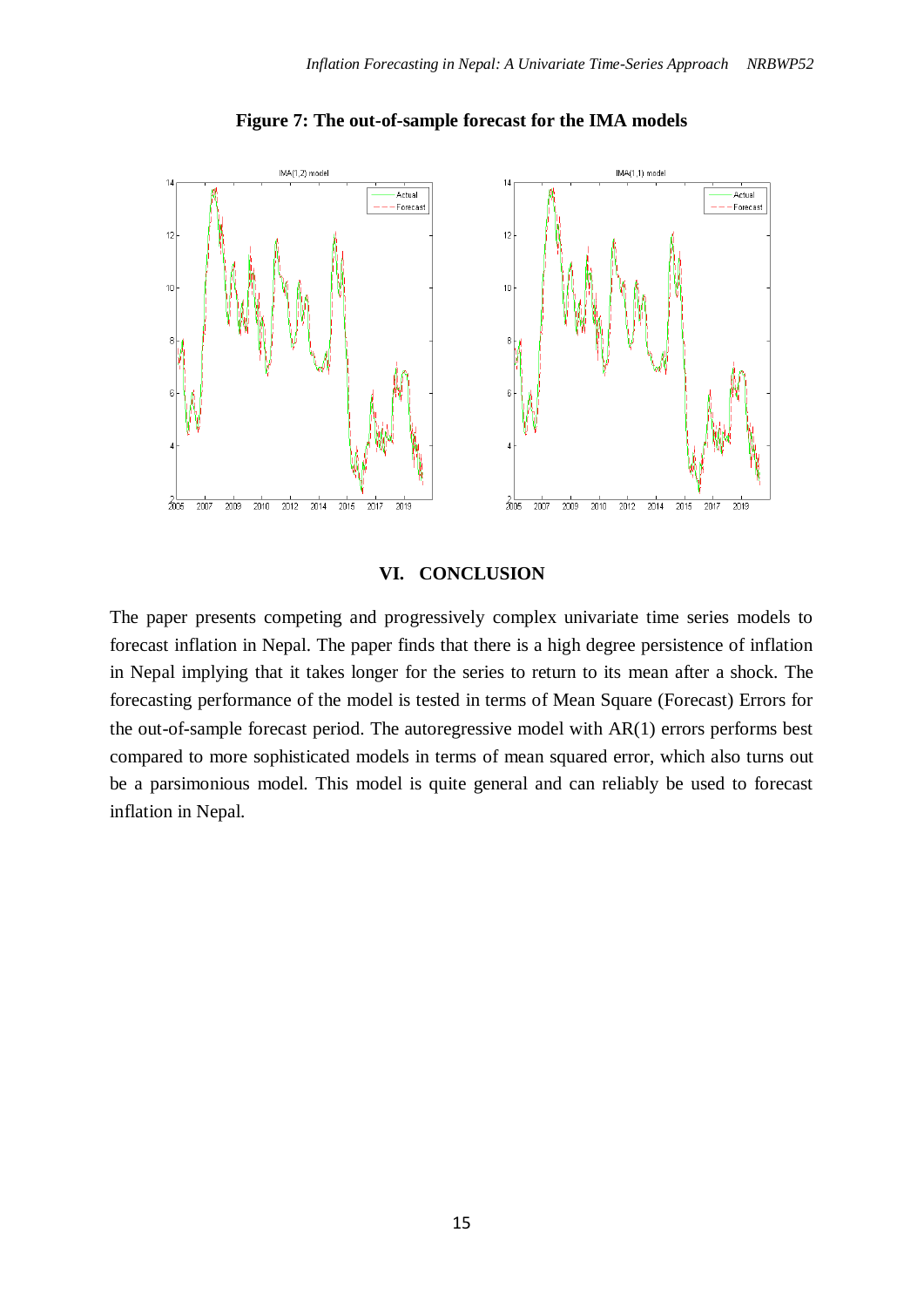**Figure 7: The out-of-sample forecast for the IMA models**

## VI. CONCLUSION

The paper presents competing and progressively complex univariate time series models to forecast inflation in Nepal. The paper finds that there is a high degree persistence of inflation in Nepal implying that it takes longer for the series to return to its mean after a shock. The forecasting performance of the model is tested in terms of Mean Square (Forecast) Errors for the out-of-sample forecast period. The autoregressive model with AR(1) errors performs best compared to more sophisticated models in terms of mean squared error, which also turns out be a parsimonious model. This model is quite general and can reliably be used to forecast inflation in Nepal.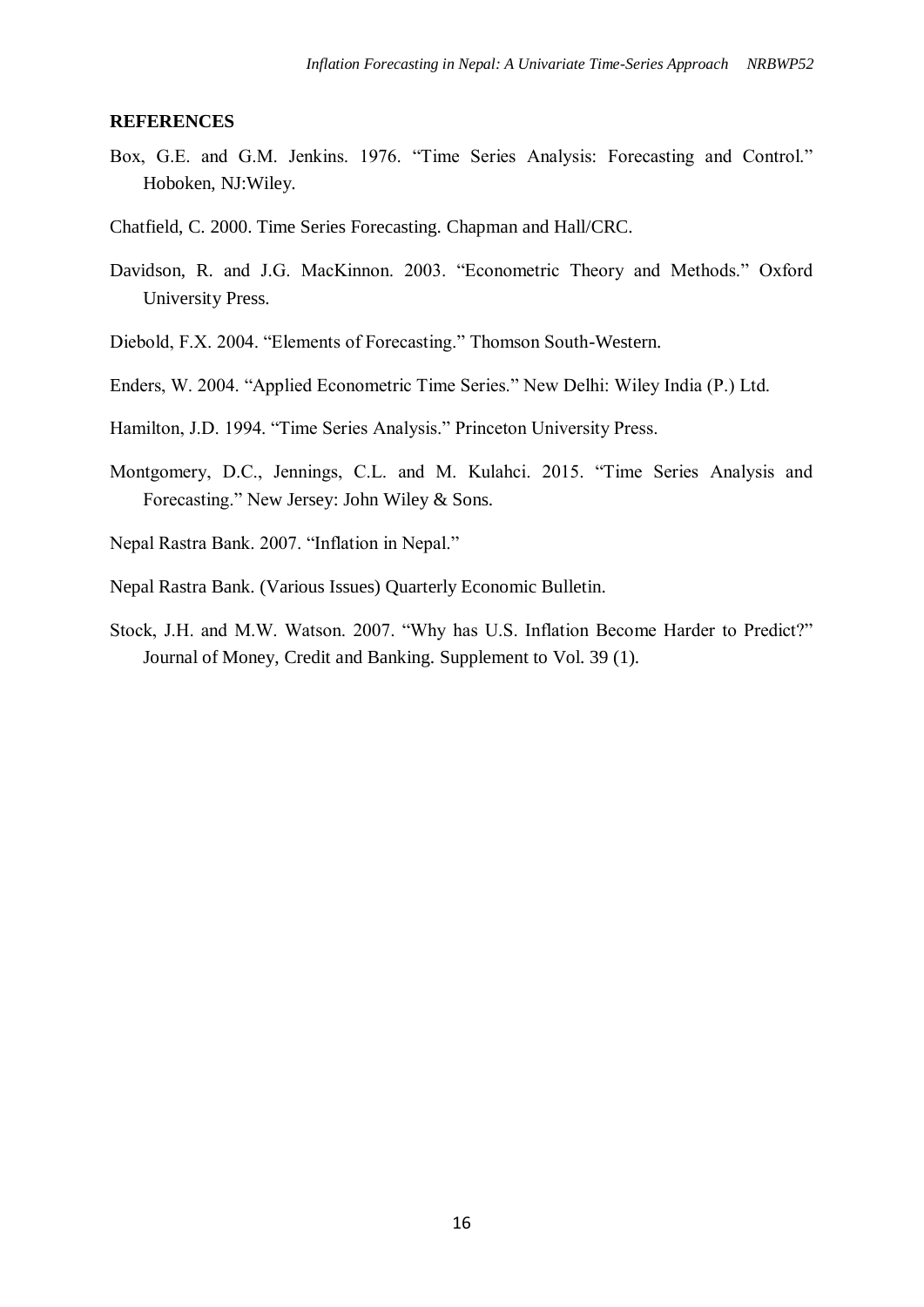## REFERENCES

Box, G.E. and G.M. Jenkins. 1976. "Time Series Analysis: Forecasting and Control." Hoboken, NJ:Wiley.

Chatfield, C. 2000. Time Series Forecasting. Chapman and Hall/CRC.

Davidson, R. and J.G. MacKinnon. 2003. "Econometric Theory and Methods." Oxford University Press.

Diebold, F.X. 2004. "Elements of Forecasting." Thomson South-Western.

Enders, W. 2004. "Applied Econometric Time Series." New Delhi: Wiley India (P.) Ltd.

Hamilton, J.D. 1994. "Time Series Analysis." Princeton University Press.

Montgomery, D.C., Jennings, C.L. and M. Kulahci. 2015. "Time Series Analysis and Forecasting." New Jersey: John Wiley & Sons.

Nepal Rastra Bank. 2007. "Inflation in Nepal."

Nepal Rastra Bank. (Various Issues) Quarterly Economic Bulletin.

Stock, J.H. and M.W. Watson. 2007. "Why has U.S. Inflation Become Harder to Predict?" Journal of Money, Credit and Banking. Supplement to Vol. 39 (1).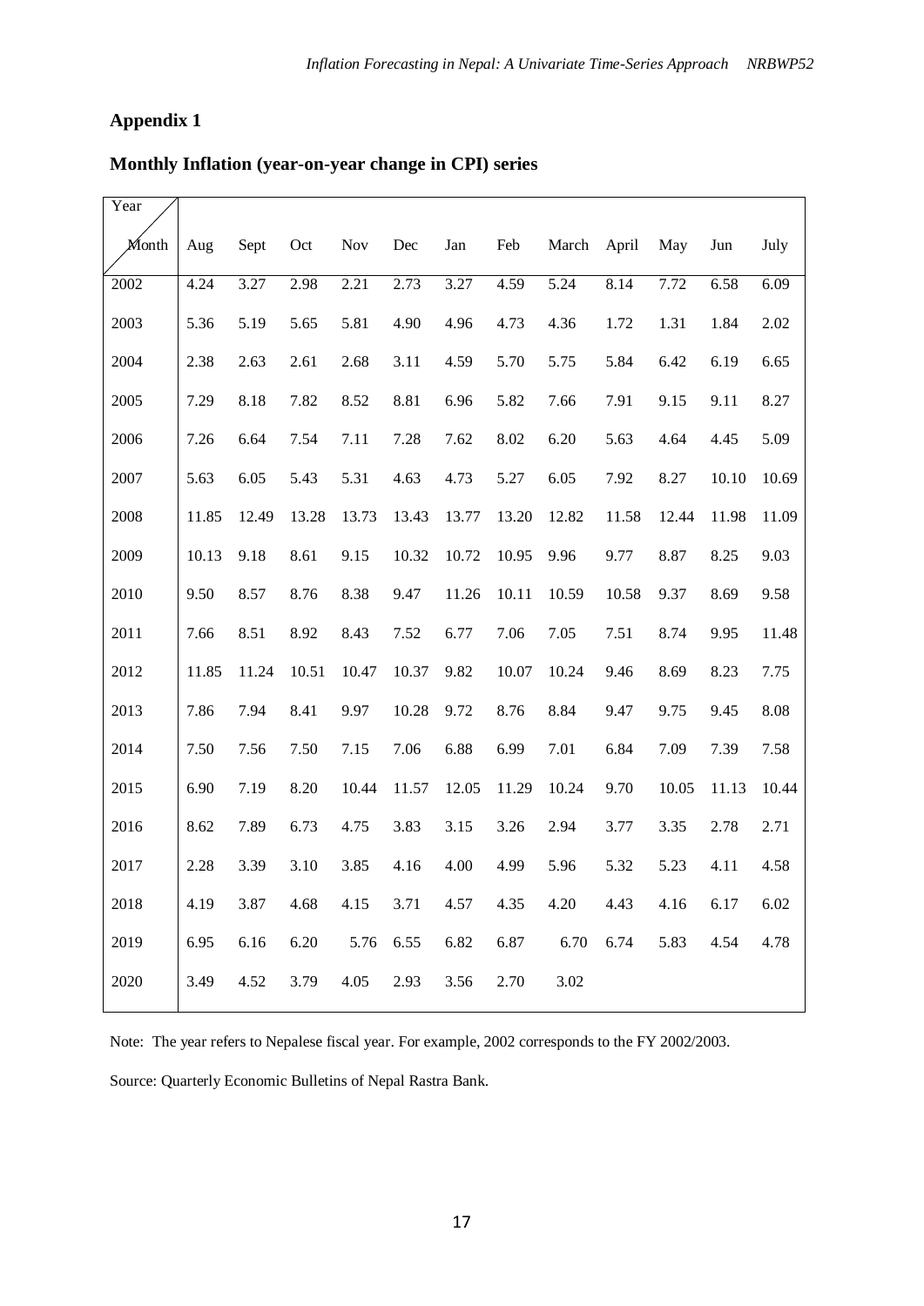## Appendix 1

### Monthly Inflation (year-on-year change in CPI) series

| Year / Month | Aug | Sept | Oct | Nov | Dec | Jan | Feb | March | April | May | Jun | July |
|---|---|---|---|---|---|---|---|---|---|---|---|---|
| 2002 | 4.24 | 3.27 | 2.98 | 2.21 | 2.73 | 3.27 | 4.59 | 5.24 | 8.14 | 7.72 | 6.58 | 6.09 |
| 2003 | 5.36 | 5.19 | 5.65 | 5.81 | 4.90 | 4.96 | 4.73 | 4.36 | 1.72 | 1.31 | 1.84 | 2.02 |
| 2004 | 2.38 | 2.63 | 2.61 | 2.68 | 3.11 | 4.59 | 5.70 | 5.75 | 5.84 | 6.42 | 6.19 | 6.65 |
| 2005 | 7.29 | 8.18 | 7.82 | 8.52 | 8.81 | 6.96 | 5.82 | 7.66 | 7.91 | 9.15 | 9.11 | 8.27 |
| 2006 | 7.26 | 6.64 | 7.54 | 7.11 | 7.28 | 7.62 | 8.02 | 6.20 | 5.63 | 4.64 | 4.45 | 5.09 |
| 2007 | 5.63 | 6.05 | 5.43 | 5.31 | 4.63 | 4.73 | 5.27 | 6.05 | 7.92 | 8.27 | 10.10 | 10.69 |
| 2008 | 11.85 | 12.49 | 13.28 | 13.73 | 13.43 | 13.77 | 13.20 | 12.82 | 11.58 | 12.44 | 11.98 | 11.09 |
| 2009 | 10.13 | 9.18 | 8.61 | 9.15 | 10.32 | 10.72 | 10.95 | 9.96 | 9.77 | 8.87 | 8.25 | 9.03 |
| 2010 | 9.50 | 8.57 | 8.76 | 8.38 | 9.47 | 11.26 | 10.11 | 10.59 | 10.58 | 9.37 | 8.69 | 9.58 |
| 2011 | 7.66 | 8.51 | 8.92 | 8.43 | 7.52 | 6.77 | 7.06 | 7.05 | 7.51 | 8.74 | 9.95 | 11.48 |
| 2012 | 11.85 | 11.24 | 10.51 | 10.47 | 10.37 | 9.82 | 10.07 | 10.24 | 9.46 | 8.69 | 8.23 | 7.75 |
| 2013 | 7.86 | 7.94 | 8.41 | 9.97 | 10.28 | 9.72 | 8.76 | 8.84 | 9.47 | 9.75 | 9.45 | 8.08 |
| 2014 | 7.50 | 7.56 | 7.50 | 7.15 | 7.06 | 6.88 | 6.99 | 7.01 | 6.84 | 7.09 | 7.39 | 7.58 |
| 2015 | 6.90 | 7.19 | 8.20 | 10.44 | 11.57 | 12.05 | 11.29 | 10.24 | 9.70 | 10.05 | 11.13 | 10.44 |
| 2016 | 8.62 | 7.89 | 6.73 | 4.75 | 3.83 | 3.15 | 3.26 | 2.94 | 3.77 | 3.35 | 2.78 | 2.71 |
| 2017 | 2.28 | 3.39 | 3.10 | 3.85 | 4.16 | 4.00 | 4.99 | 5.96 | 5.32 | 5.23 | 4.11 | 4.58 |
| 2018 | 4.19 | 3.87 | 4.68 | 4.15 | 3.71 | 4.57 | 4.35 | 4.20 | 4.43 | 4.16 | 6.17 | 6.02 |
| 2019 | 6.95 | 6.16 | 6.20 | 5.76 | 6.55 | 6.82 | 6.87 | 6.70 | 6.74 | 5.83 | 4.54 | 4.78 |
| 2020 | 3.49 | 4.52 | 3.79 | 4.05 | 2.93 | 3.56 | 2.70 | 3.02 | | | | |

Note: The year refers to Nepalese fiscal year. For example, 2002 corresponds to the FY 2002/2003.

Source: Quarterly Economic Bulletins of Nepal Rastra Bank.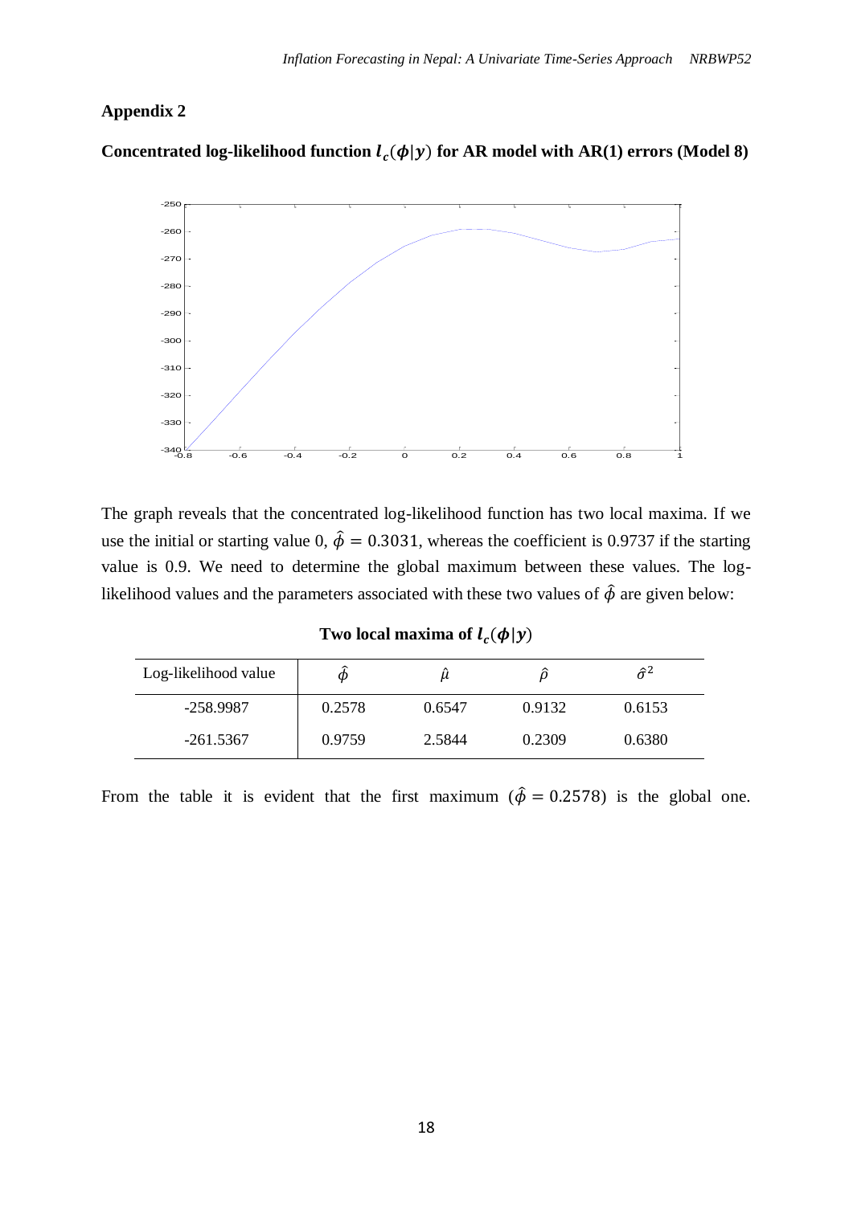## Appendix 2

**Concentrated log-likelihood function $l_c(\phi|y)$ for AR model with AR(1) errors (Model 8)**

The graph reveals that the concentrated log-likelihood function has two local maxima. If we use the initial or starting value 0, $\hat{\phi} = 0.3031$, whereas the coefficient is 0.9737 if the starting value is 0.9. We need to determine the global maximum between these values. The log-likelihood values and the parameters associated with these two values of $\hat{\phi}$ are given below:

**Two local maxima of $l_c(\phi|y)$**

| Log-likelihood value | $\hat{\phi}$ | $\hat{\mu}$ | $\hat{\rho}$ | $\hat{\sigma}^2$ |
|---|---|---|---|---|
| -258.9987 | 0.2578 | 0.6547 | 0.9132 | 0.6153 |
| -261.5367 | 0.9759 | 2.5844 | 0.2309 | 0.6380 |

From the table it is evident that the first maximum ($\hat{\phi} = 0.2578$) is the global one.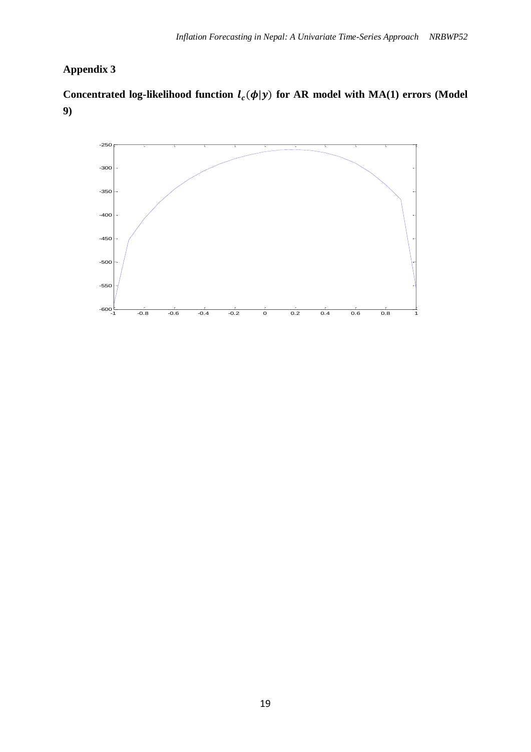# Appendix 3

**Concentrated log-likelihood function $l_c(\phi|y)$ for AR model with MA(1) errors (Model 9)**

-250
-300
-350
-400
-450
-500
-550
-600

-1 -0.8 -0.6 -0.4 -0.2 0 0.2 0.4 0.6 0.8 1